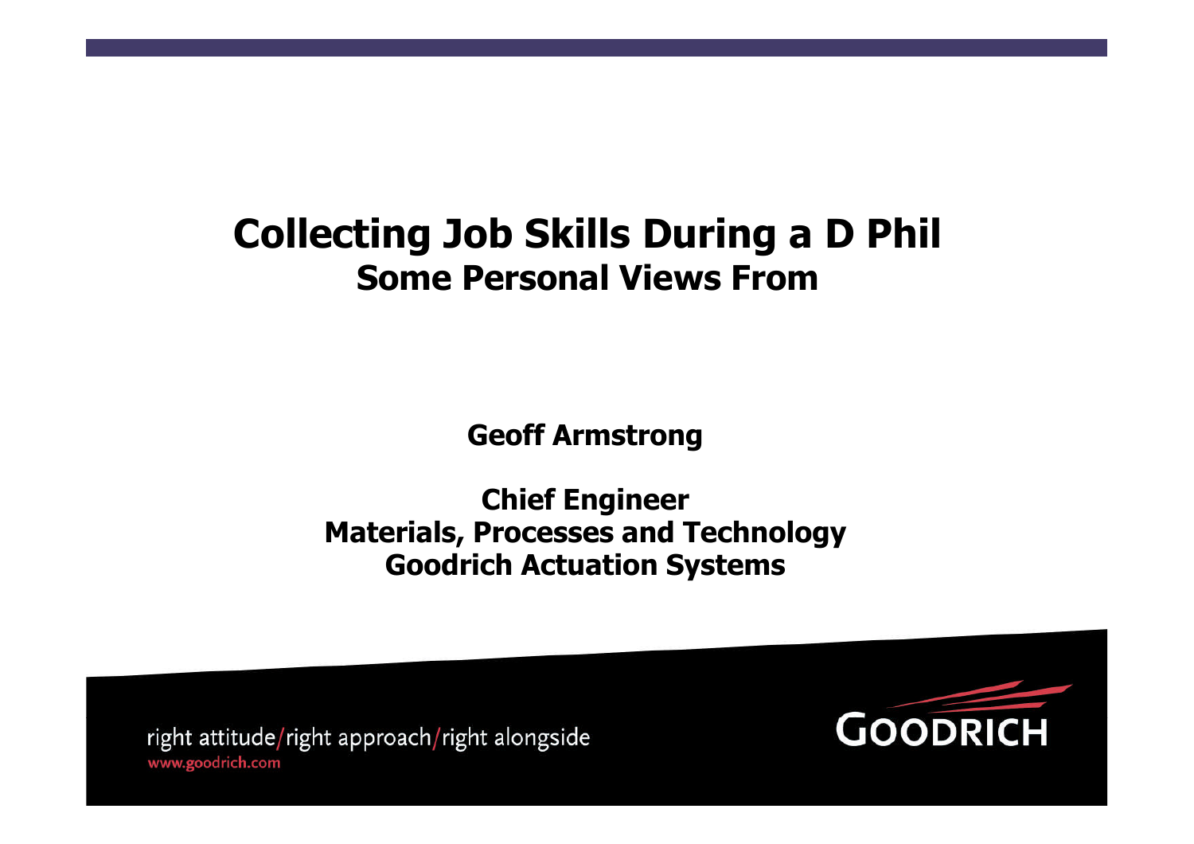# Collecting Job Skills During a D Phil

## Some Personal Views From

**Geoff Armstrong**

**Chief Engineer**
**Materials, Processes and Technology**
**Goodrich Actuation Systems**

right attitude/right approach/right alongside
www.goodrich.com

GOODRICH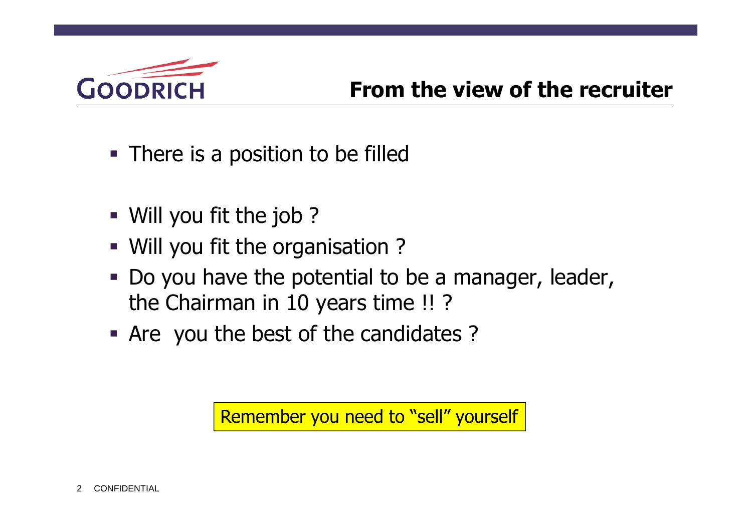## From the view of the recruiter

- There is a position to be filled

- Will you fit the job ?
- Will you fit the organisation ?
- Do you have the potential to be a manager, leader, the Chairman in 10 years time !! ?
- Are  you the best of the candidates ?

Remember you need to "sell" yourself

CONFIDENTIAL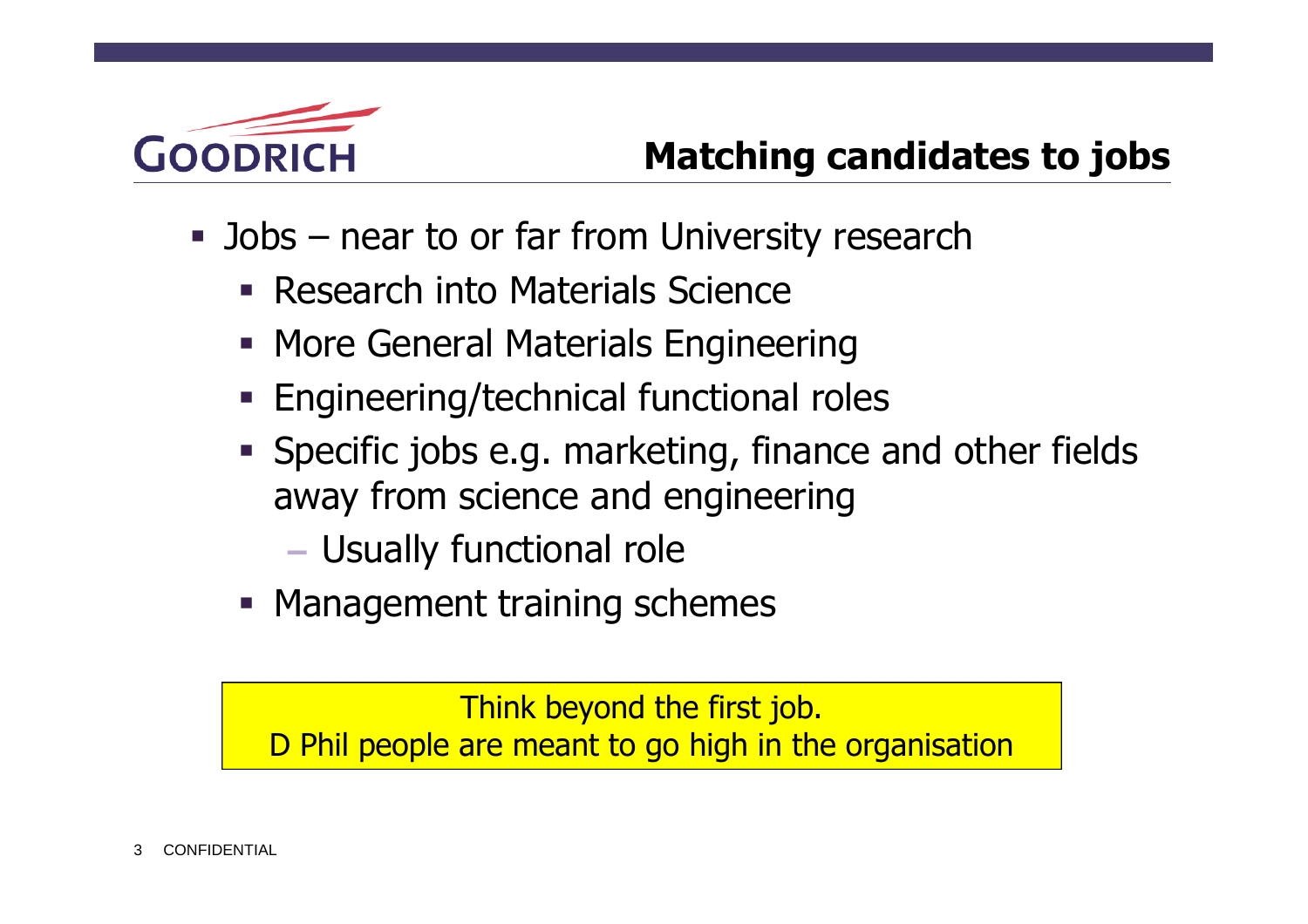# Matching candidates to jobs

- Jobs – near to or far from University research
  - Research into Materials Science
  - More General Materials Engineering
  - Engineering/technical functional roles
  - Specific jobs e.g. marketing, finance and other fields away from science and engineering
    - Usually functional role
  - Management training schemes

Think beyond the first job.
D Phil people are meant to go high in the organisation

CONFIDENTIAL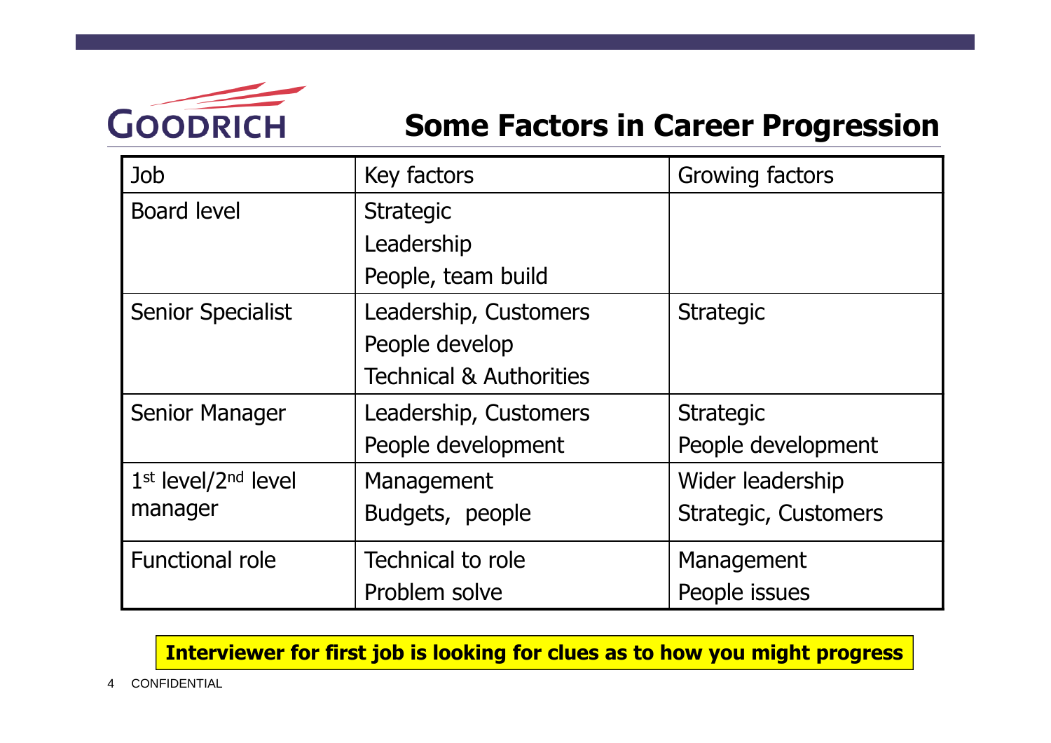# Some Factors in Career Progression

| Job | Key factors | Growing factors |
|---|---|---|
| Board level | Strategic<br>Leadership<br>People, team build | |
| Senior Specialist | Leadership, Customers<br>People develop<br>Technical & Authorities | Strategic |
| Senior Manager | Leadership, Customers<br>People development | Strategic<br>People development |
| 1st level/2nd level manager | Management<br>Budgets, people | Wider leadership<br>Strategic, Customers |
| Functional role | Technical to role<br>Problem solve | Management<br>People issues |

**Interviewer for first job is looking for clues as to how you might progress**

CONFIDENTIAL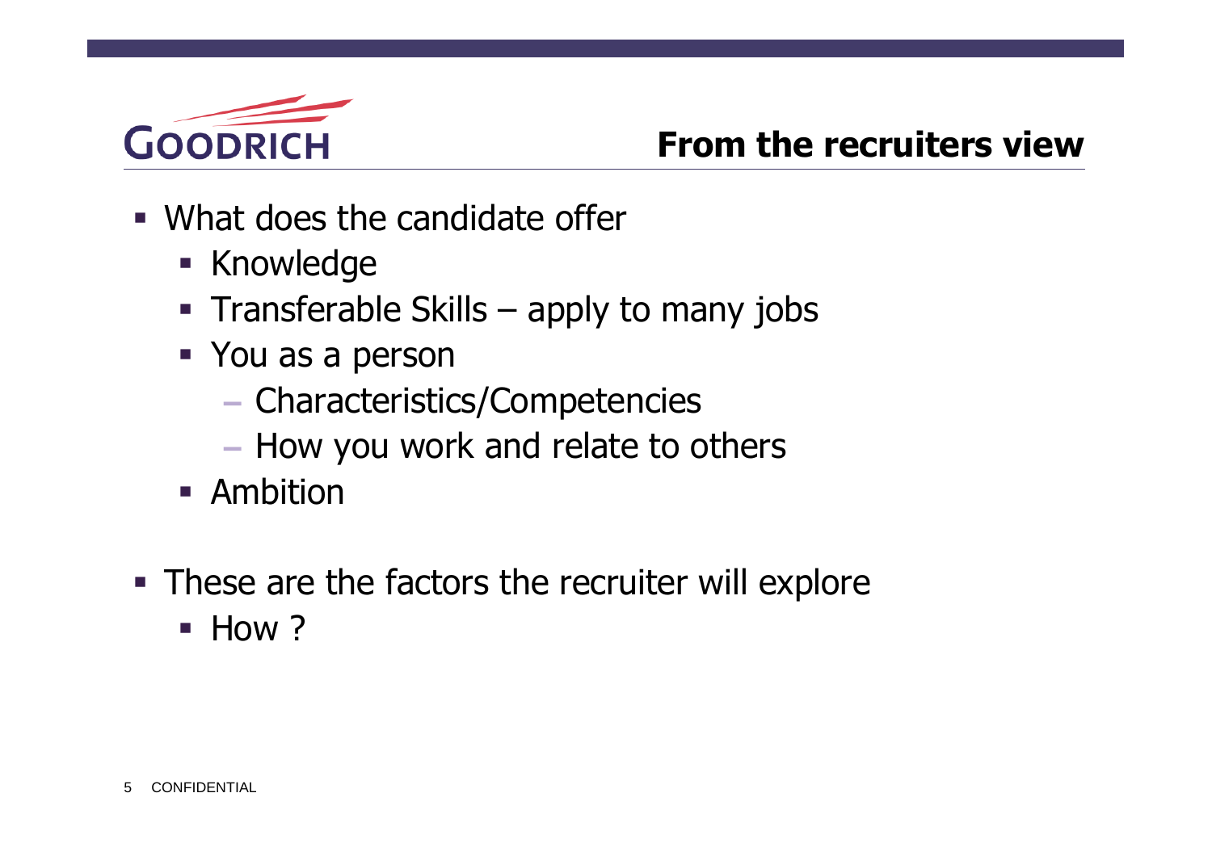# From the recruiters view

- What does the candidate offer
  - Knowledge
  - Transferable Skills – apply to many jobs
  - You as a person
    - Characteristics/Competencies
    - How you work and relate to others
  - Ambition

- These are the factors the recruiter will explore
  - How ?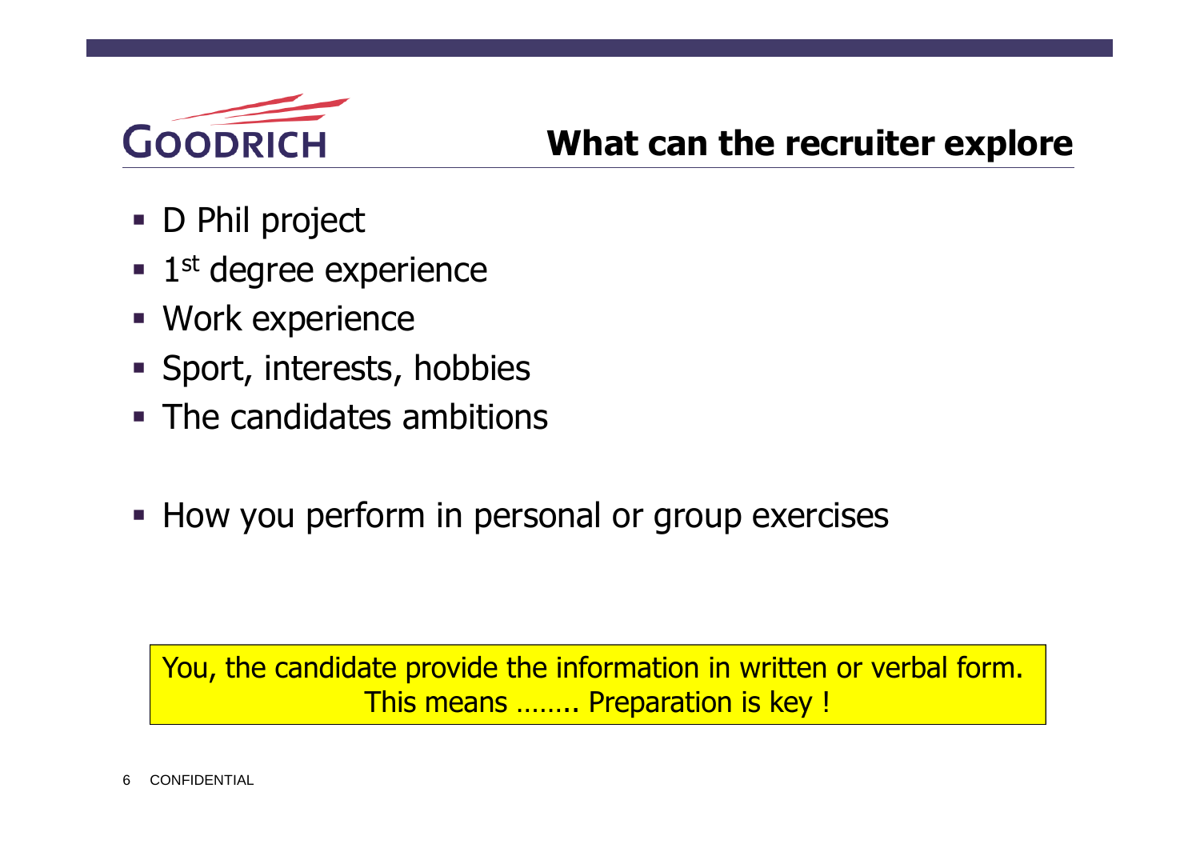# What can the recruiter explore

- D Phil project
- 1st degree experience
- Work experience
- Sport, interests, hobbies
- The candidates ambitions

- How you perform in personal or group exercises

You, the candidate provide the information in written or verbal form.
This means …….. Preparation is key !

CONFIDENTIAL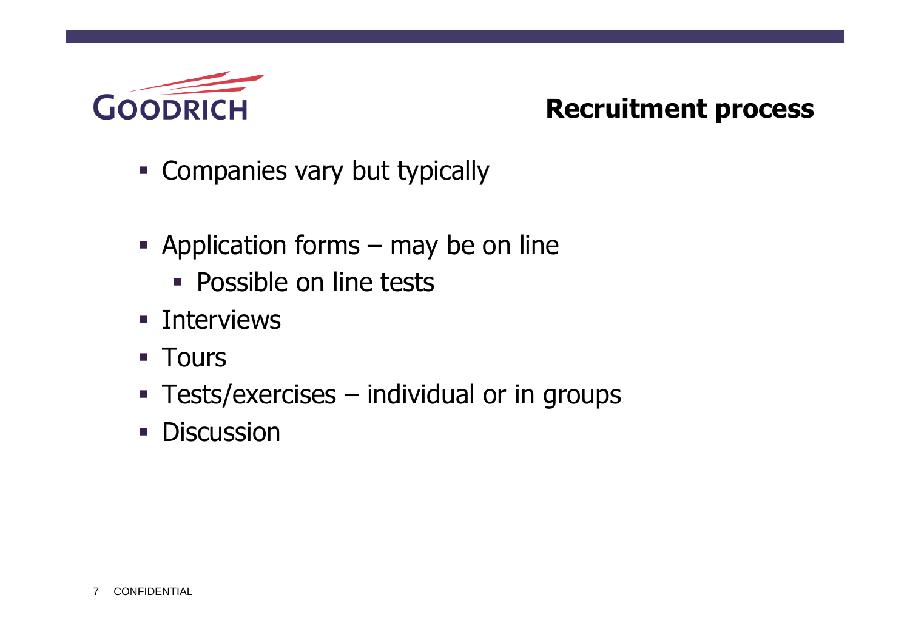# Recruitment process

- Companies vary but typically

- Application forms – may be on line
  - Possible on line tests
- Interviews
- Tours
- Tests/exercises – individual or in groups
- Discussion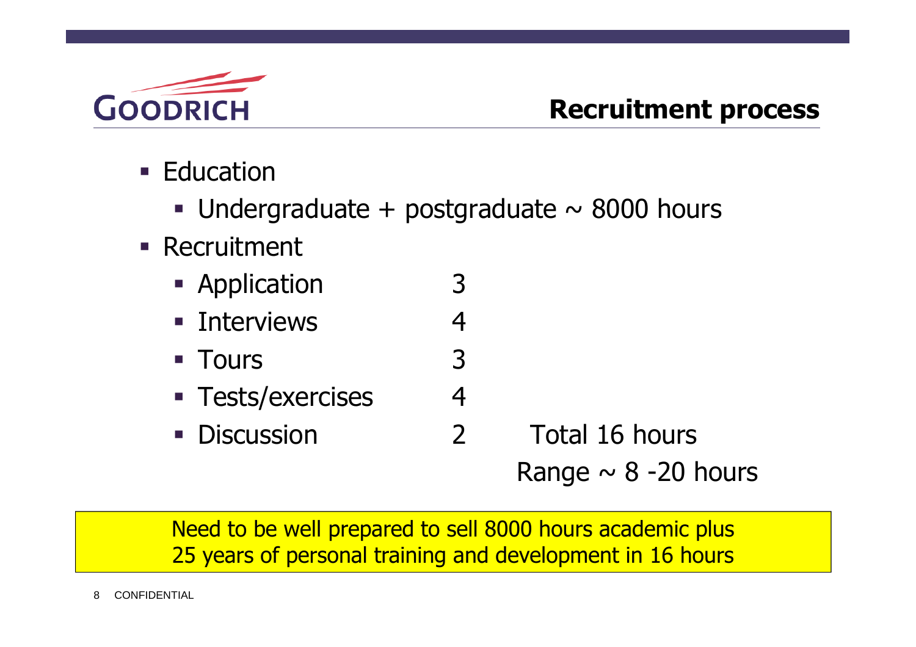## Recruitment process

- Education
  - Undergraduate + postgraduate ~ 8000 hours
- Recruitment
  - Application 3
  - Interviews 4
  - Tours 3
  - Tests/exercises 4
  - Discussion 2

Total 16 hours

Range ~ 8 -20 hours

Need to be well prepared to sell 8000 hours academic plus 25 years of personal training and development in 16 hours

CONFIDENTIAL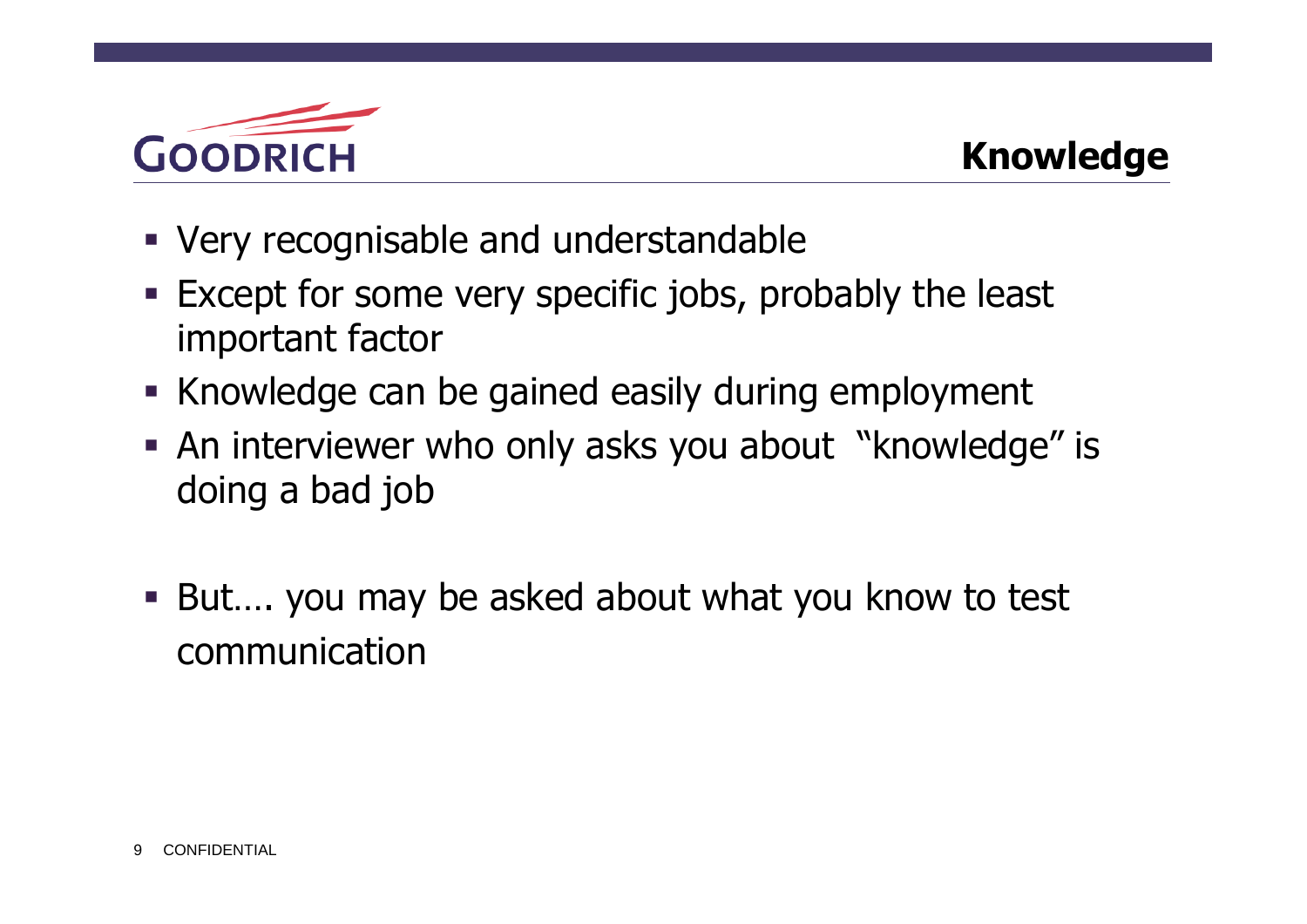# Knowledge

- Very recognisable and understandable
- Except for some very specific jobs, probably the least important factor
- Knowledge can be gained easily during employment
- An interviewer who only asks you about "knowledge" is doing a bad job

- But…. you may be asked about what you know to test communication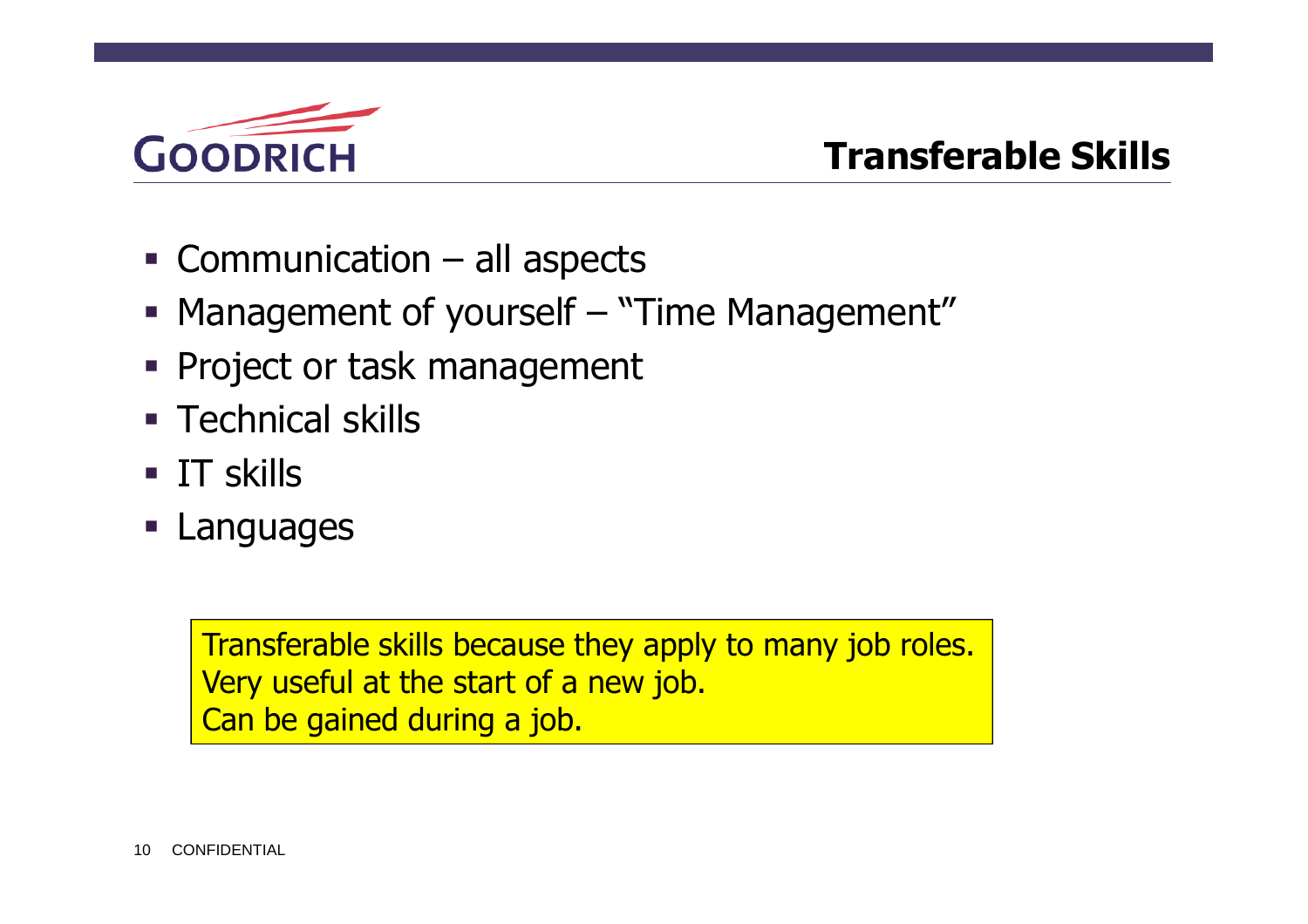# Transferable Skills

- Communication – all aspects
- Management of yourself – "Time Management"
- Project or task management
- Technical skills
- IT skills
- Languages

Transferable skills because they apply to many job roles.
Very useful at the start of a new job.
Can be gained during a job.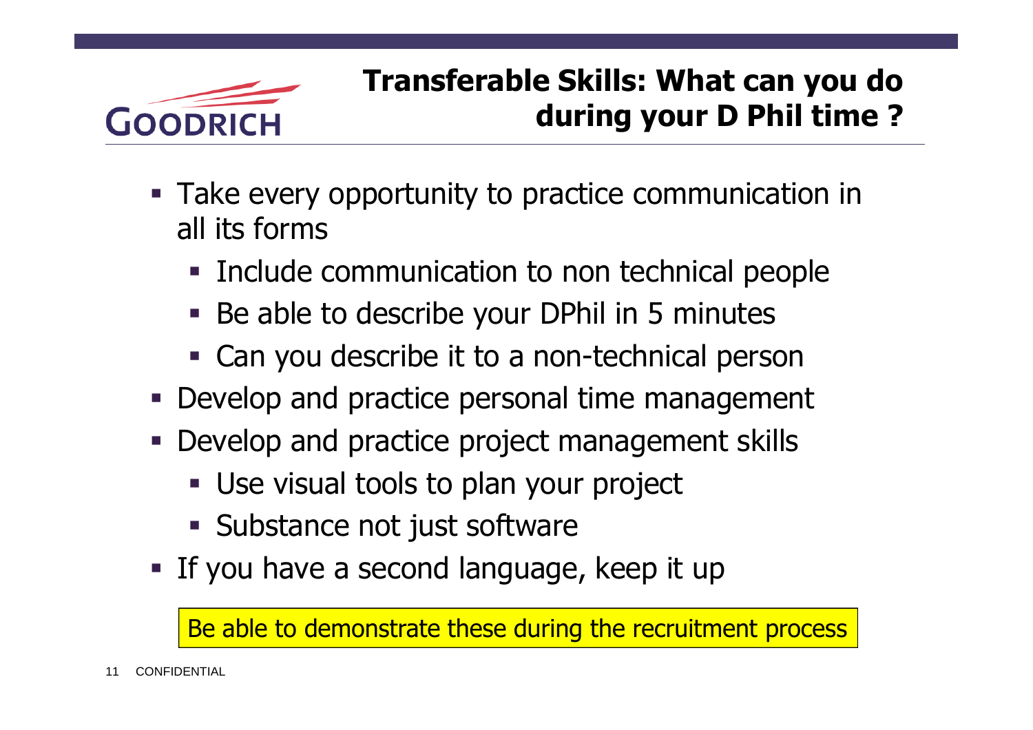## Transferable Skills: What can you do during your D Phil time ?

- Take every opportunity to practice communication in all its forms
  - Include communication to non technical people
  - Be able to describe your DPhil in 5 minutes
  - Can you describe it to a non-technical person
- Develop and practice personal time management
- Develop and practice project management skills
  - Use visual tools to plan your project
  - Substance not just software
- If you have a second language, keep it up

Be able to demonstrate these during the recruitment process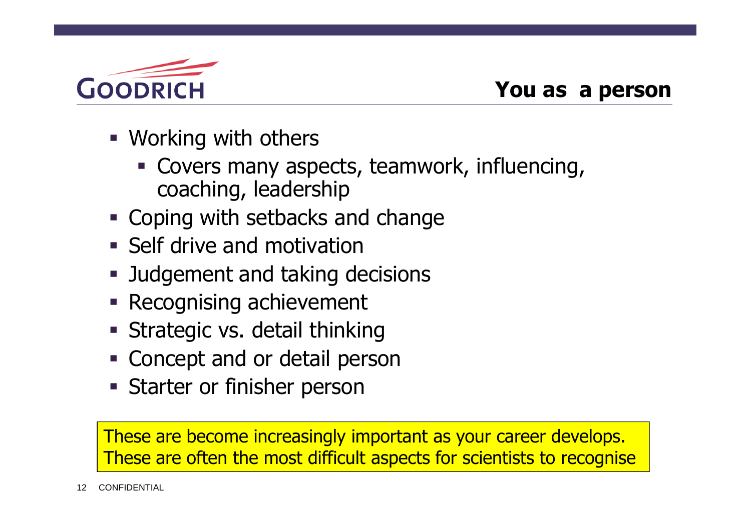# You as a person

- Working with others
  - Covers many aspects, teamwork, influencing, coaching, leadership
- Coping with setbacks and change
- Self drive and motivation
- Judgement and taking decisions
- Recognising achievement
- Strategic vs. detail thinking
- Concept and or detail person
- Starter or finisher person

These are become increasingly important as your career develops. These are often the most difficult aspects for scientists to recognise

CONFIDENTIAL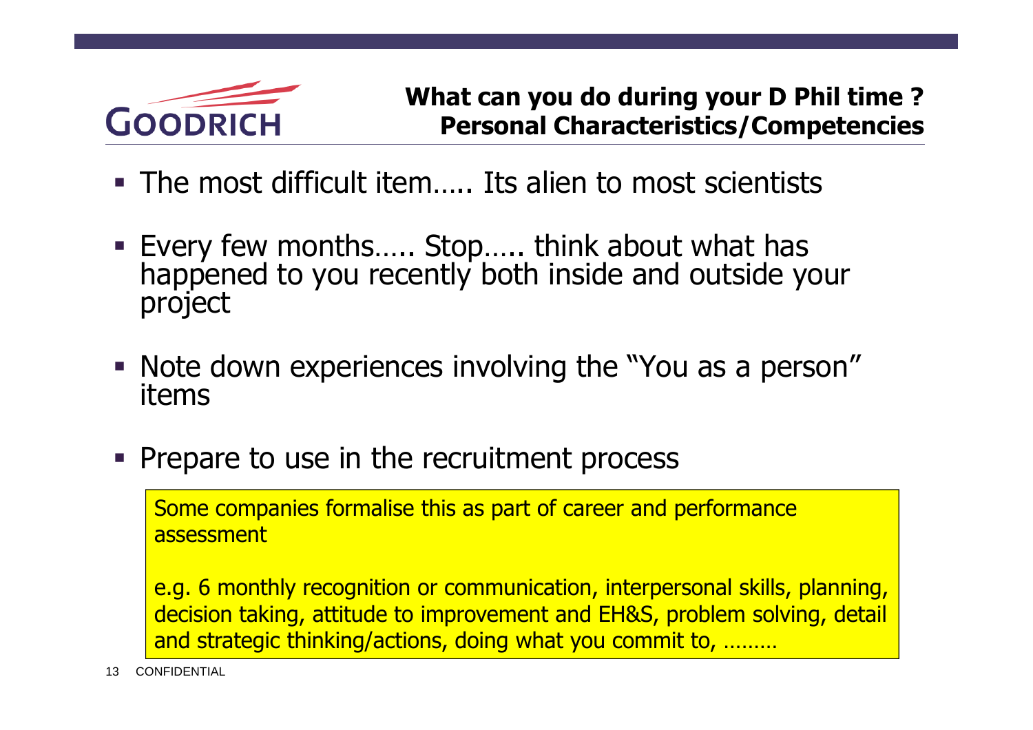## What can you do during your D Phil time ?
## Personal Characteristics/Competencies

- The most difficult item….. Its alien to most scientists
- Every few months….. Stop….. think about what has happened to you recently both inside and outside your project
- Note down experiences involving the "You as a person" items
- Prepare to use in the recruitment process

> Some companies formalise this as part of career and performance assessment
>
> e.g. 6 monthly recognition or communication, interpersonal skills, planning, decision taking, attitude to improvement and EH&S, problem solving, detail and strategic thinking/actions, doing what you commit to, ………

CONFIDENTIAL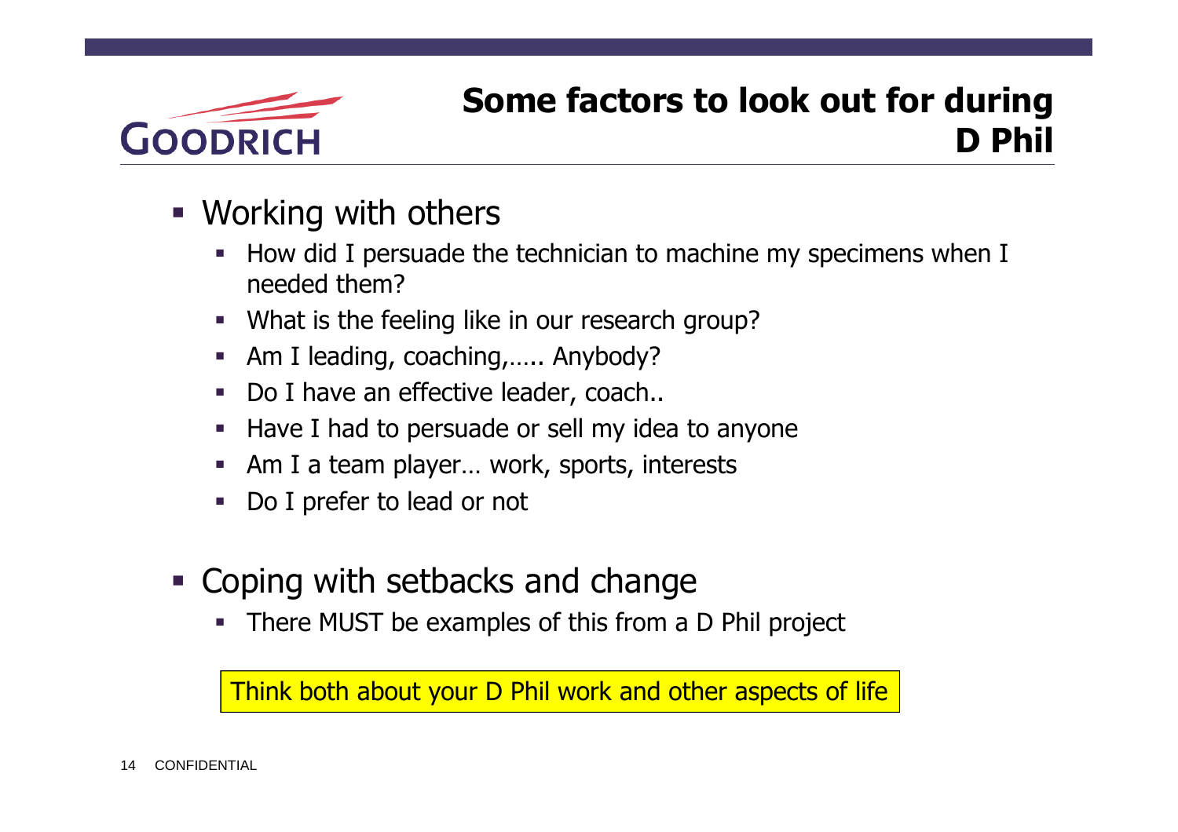# Some factors to look out for during D Phil

- Working with others
  - How did I persuade the technician to machine my specimens when I needed them?
  - What is the feeling like in our research group?
  - Am I leading, coaching,….. Anybody?
  - Do I have an effective leader, coach..
  - Have I had to persuade or sell my idea to anyone
  - Am I a team player… work, sports, interests
  - Do I prefer to lead or not

- Coping with setbacks and change
  - There MUST be examples of this from a D Phil project

Think both about your D Phil work and other aspects of life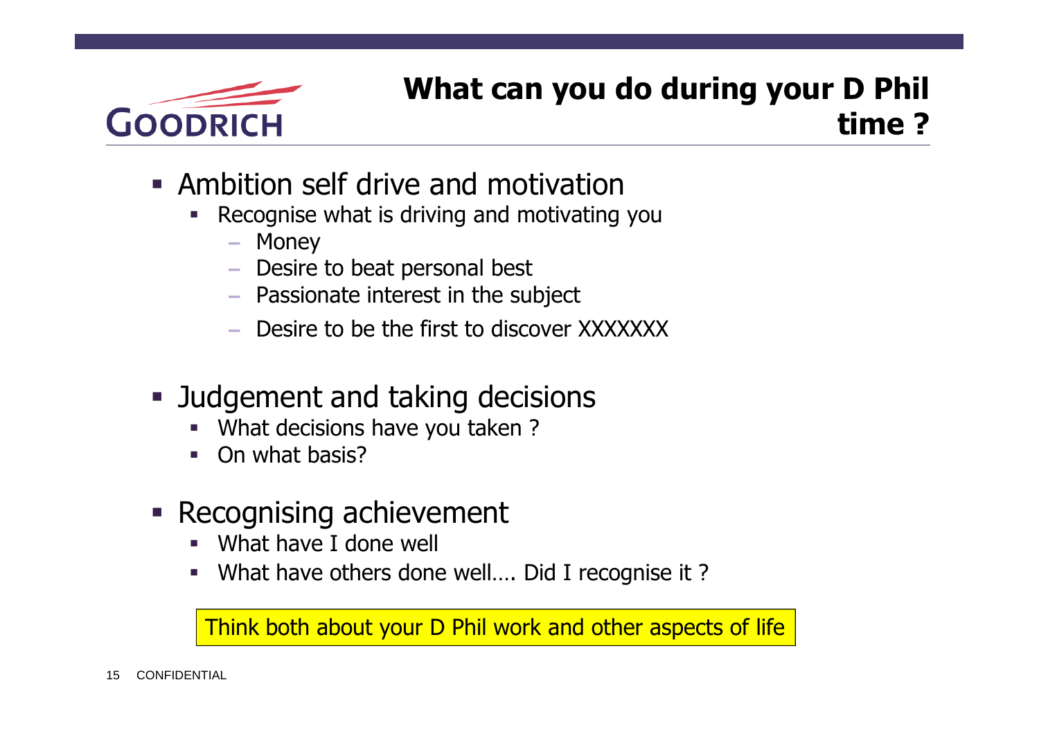# What can you do during your D Phil time ?

- Ambition self drive and motivation
  - Recognise what is driving and motivating you
    - Money
    - Desire to beat personal best
    - Passionate interest in the subject
    - Desire to be the first to discover XXXXXXX

- Judgement and taking decisions
  - What decisions have you taken ?
  - On what basis?

- Recognising achievement
  - What have I done well
  - What have others done well…. Did I recognise it ?

Think both about your D Phil work and other aspects of life

CONFIDENTIAL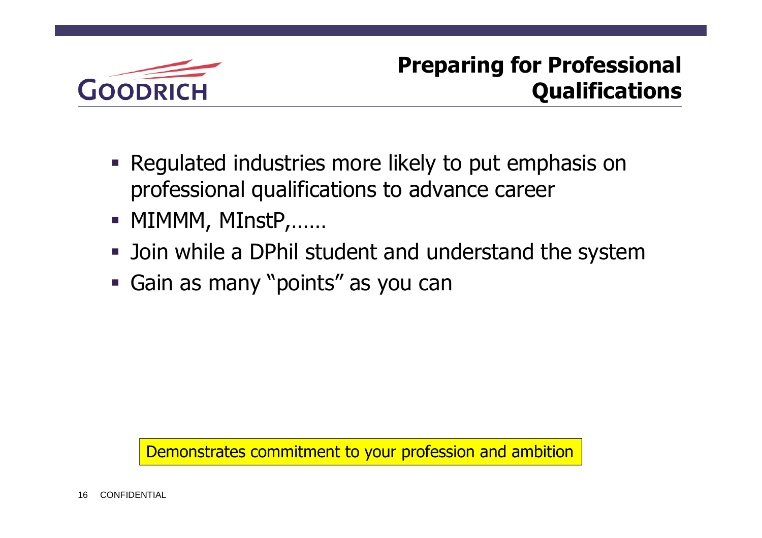GOODRICH

## Preparing for Professional Qualifications

- Regulated industries more likely to put emphasis on professional qualifications to advance career
- MIMMM, MInstP,……
- Join while a DPhil student and understand the system
- Gain as many "points" as you can

Demonstrates commitment to your profession and ambition

CONFIDENTIAL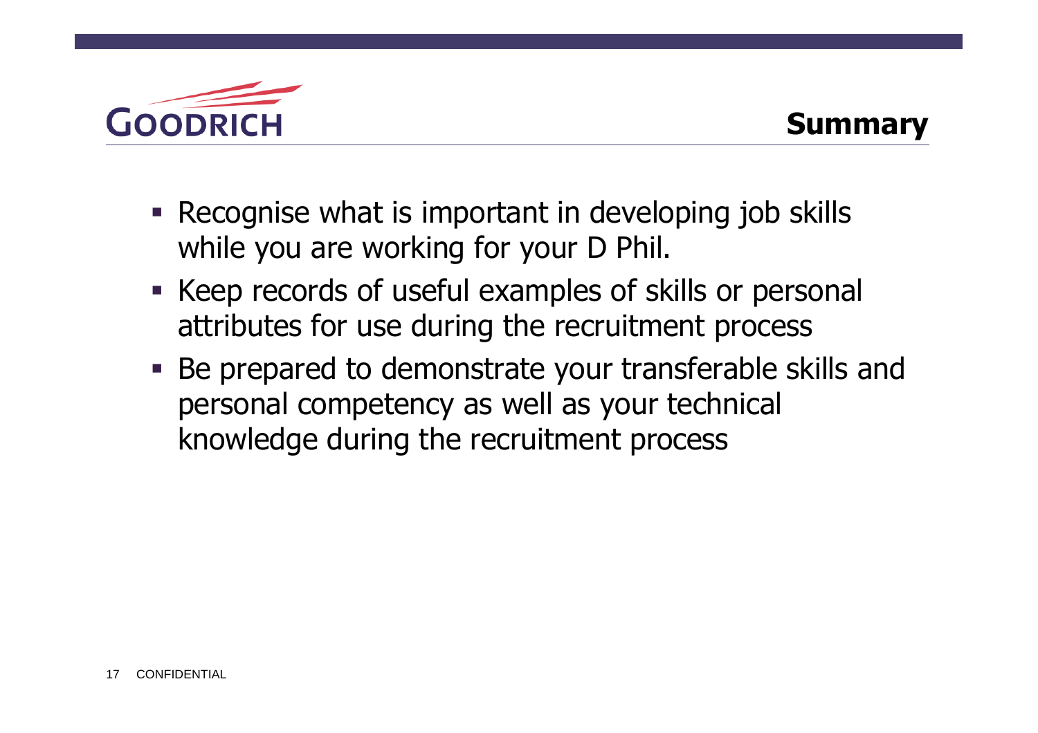# Summary

- Recognise what is important in developing job skills while you are working for your D Phil.
- Keep records of useful examples of skills or personal attributes for use during the recruitment process
- Be prepared to demonstrate your transferable skills and personal competency as well as your technical knowledge during the recruitment process